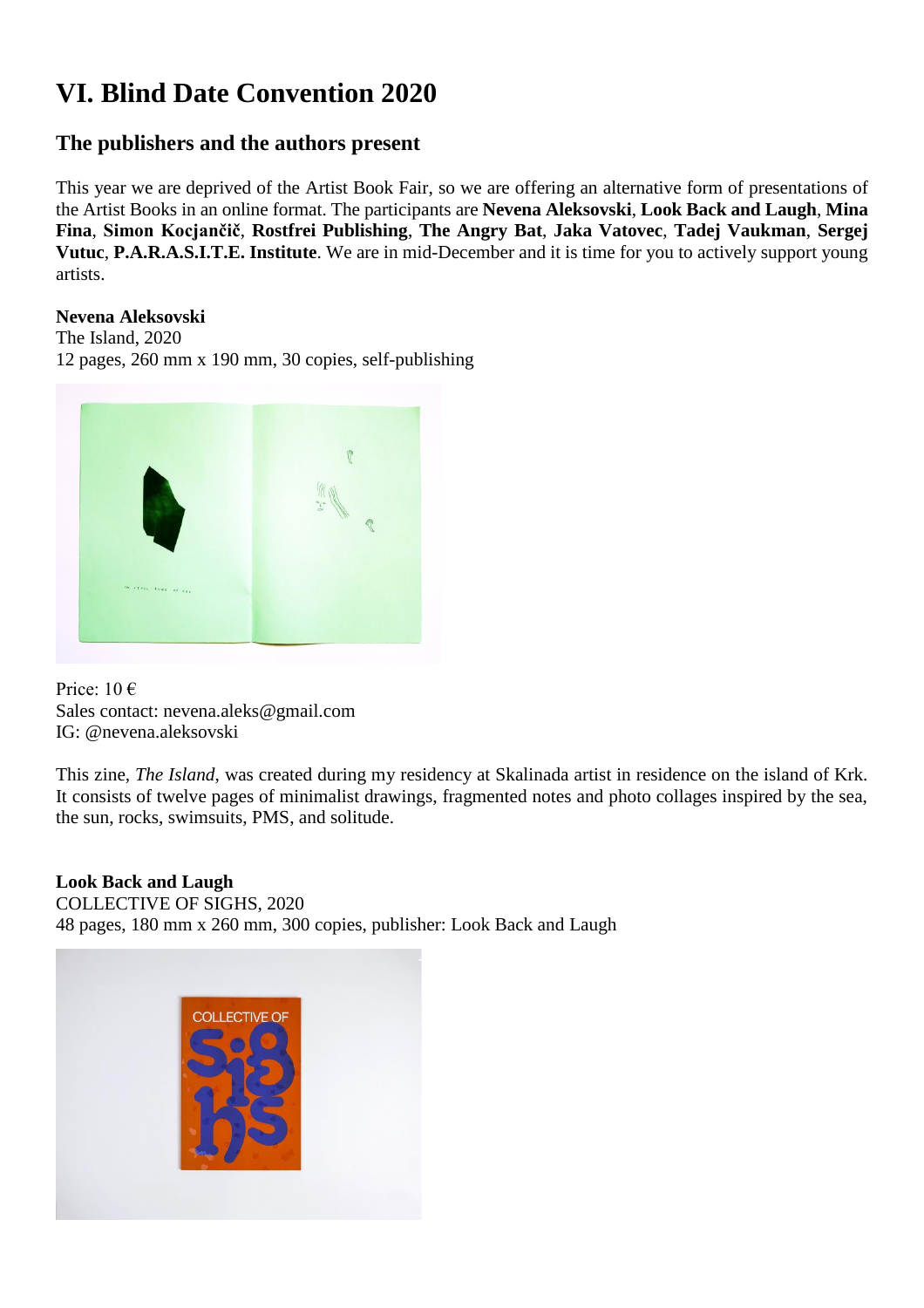# VI. Blind Date Convention 2020

## The publishers and the authors present

This year we are deprived of the Artist Book Fair, so we are offering an alternative form of presentations of the Artist Books in an online format. The participants are **Nevena Aleksovski**, **Look Back and Laugh**, **Mina Fina**, **Simon Kocjančič**, **Rostfrei Publishing**, **The Angry Bat**, **Jaka Vatovec**, **Tadej Vaukman**, **Sergej Vutuc**, **P.A.R.A.S.I.T.E. Institute**. We are in mid-December and it is time for you to actively support young artists.

**Nevena Aleksovski**
The Island, 2020
12 pages, 260 mm x 190 mm, 30 copies, self-publishing

Price: 10 €
Sales contact: nevena.aleks@gmail.com
IG: @nevena.aleksovski

This zine, *The Island*, was created during my residency at Skalinada artist in residence on the island of Krk. It consists of twelve pages of minimalist drawings, fragmented notes and photo collages inspired by the sea, the sun, rocks, swimsuits, PMS, and solitude.

**Look Back and Laugh**
COLLECTIVE OF SIGHS, 2020
48 pages, 180 mm x 260 mm, 300 copies, publisher: Look Back and Laugh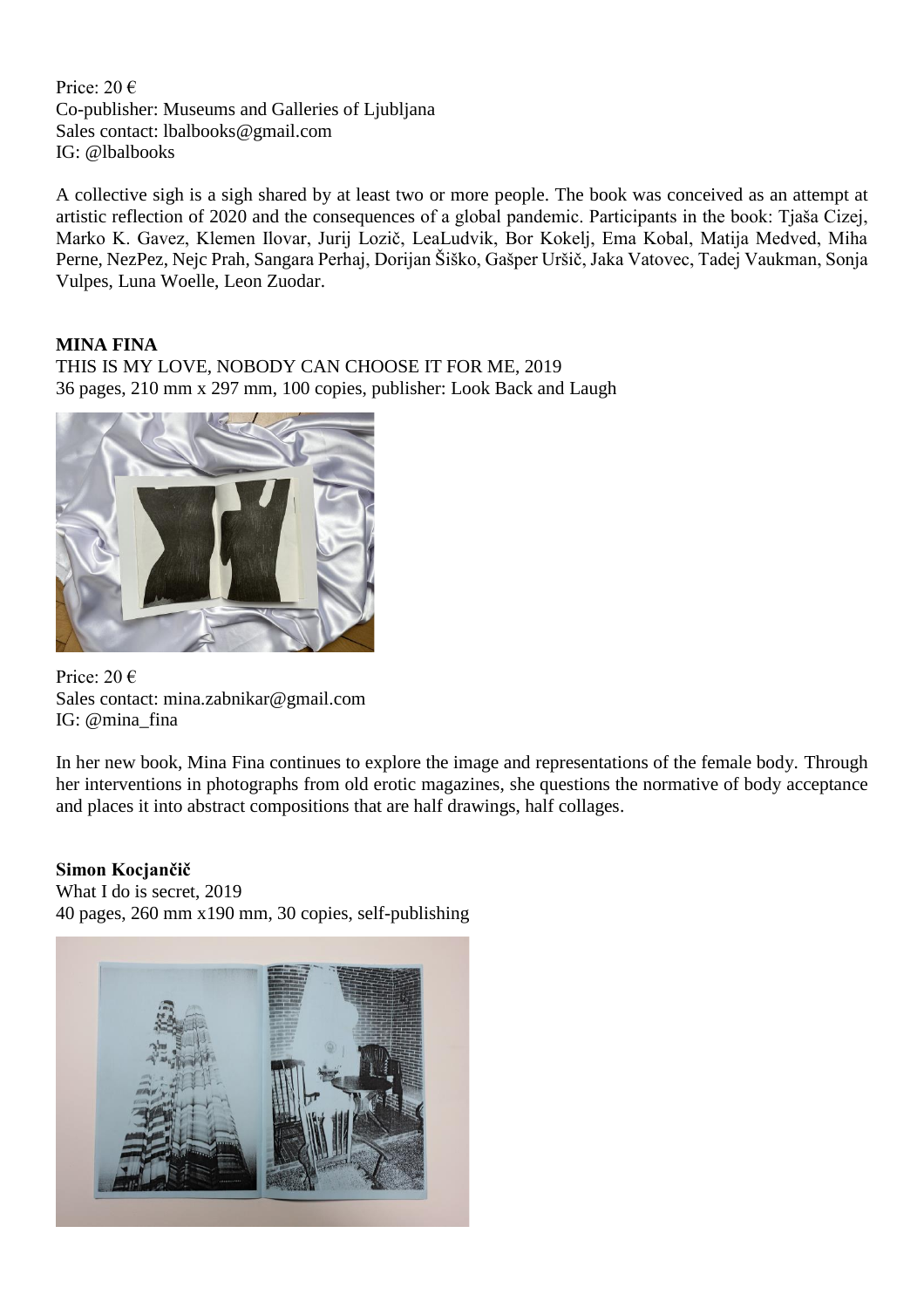Price: 20 €
Co-publisher: Museums and Galleries of Ljubljana
Sales contact: lbalbooks@gmail.com
IG: @lbalbooks

A collective sigh is a sigh shared by at least two or more people. The book was conceived as an attempt at artistic reflection of 2020 and the consequences of a global pandemic. Participants in the book: Tjaša Cizej, Marko K. Gavez, Klemen Ilovar, Jurij Lozič, LeaLudvik, Bor Kokelj, Ema Kobal, Matija Medved, Miha Perne, NezPez, Nejc Prah, Sangara Perhaj, Dorijan Šiško, Gašper Uršič, Jaka Vatovec, Tadej Vaukman, Sonja Vulpes, Luna Woelle, Leon Zuodar.

**MINA FINA**
THIS IS MY LOVE, NOBODY CAN CHOOSE IT FOR ME, 2019
36 pages, 210 mm x 297 mm, 100 copies, publisher: Look Back and Laugh

Price: 20 €
Sales contact: mina.zabnikar@gmail.com
IG: @mina_fina

In her new book, Mina Fina continues to explore the image and representations of the female body. Through her interventions in photographs from old erotic magazines, she questions the normative of body acceptance and places it into abstract compositions that are half drawings, half collages.

**Simon Kocjančič**
What I do is secret, 2019
40 pages, 260 mm x190 mm, 30 copies, self-publishing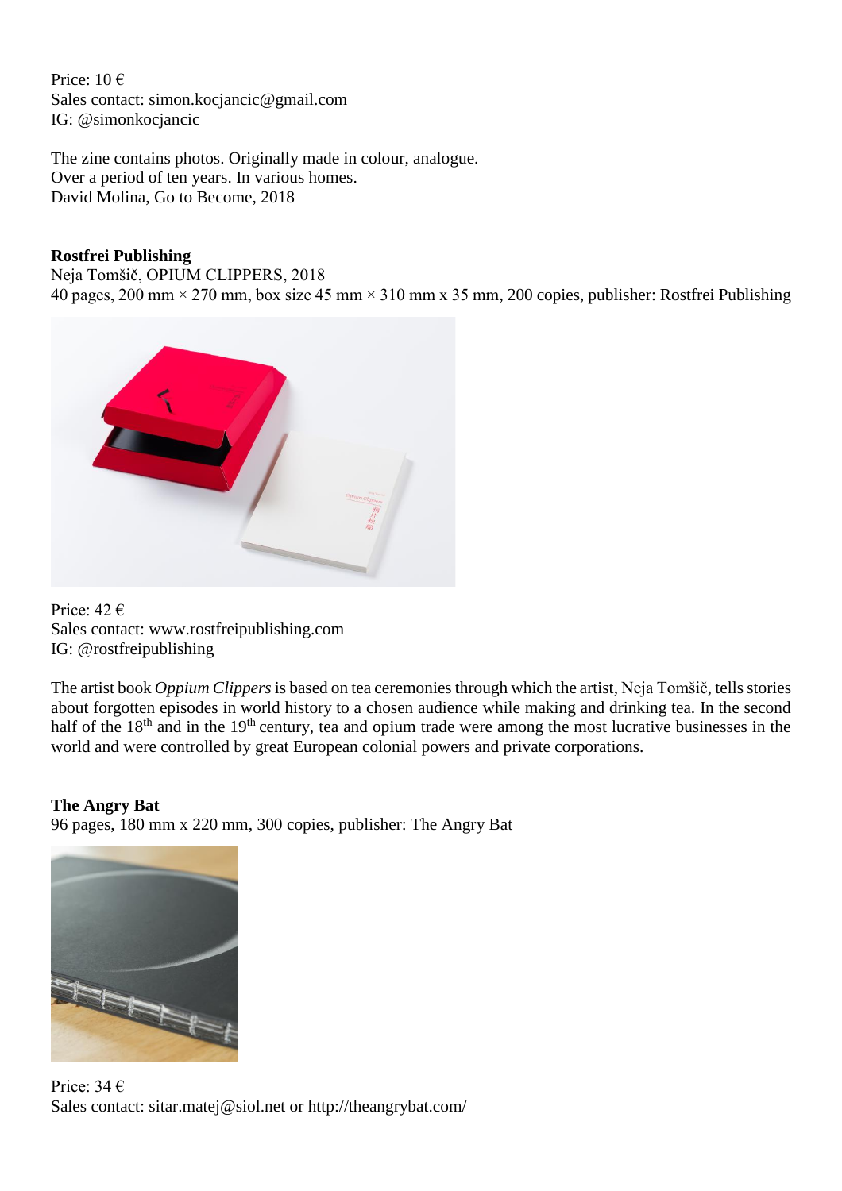Price: 10 €
Sales contact: simon.kocjancic@gmail.com
IG: @simonkocjancic

The zine contains photos. Originally made in colour, analogue.
Over a period of ten years. In various homes.
David Molina, Go to Become, 2018

**Rostfrei Publishing**
Neja Tomšič, OPIUM CLIPPERS, 2018
40 pages, 200 mm × 270 mm, box size 45 mm × 310 mm x 35 mm, 200 copies, publisher: Rostfrei Publishing

Price: 42 €
Sales contact: www.rostfreipublishing.com
IG: @rostfreipublishing

The artist book *Oppium Clippers* is based on tea ceremonies through which the artist, Neja Tomšič, tells stories about forgotten episodes in world history to a chosen audience while making and drinking tea. In the second half of the 18th and in the 19th century, tea and opium trade were among the most lucrative businesses in the world and were controlled by great European colonial powers and private corporations.

**The Angry Bat**
96 pages, 180 mm x 220 mm, 300 copies, publisher: The Angry Bat

Price: 34 €
Sales contact: sitar.matej@siol.net or http://theangrybat.com/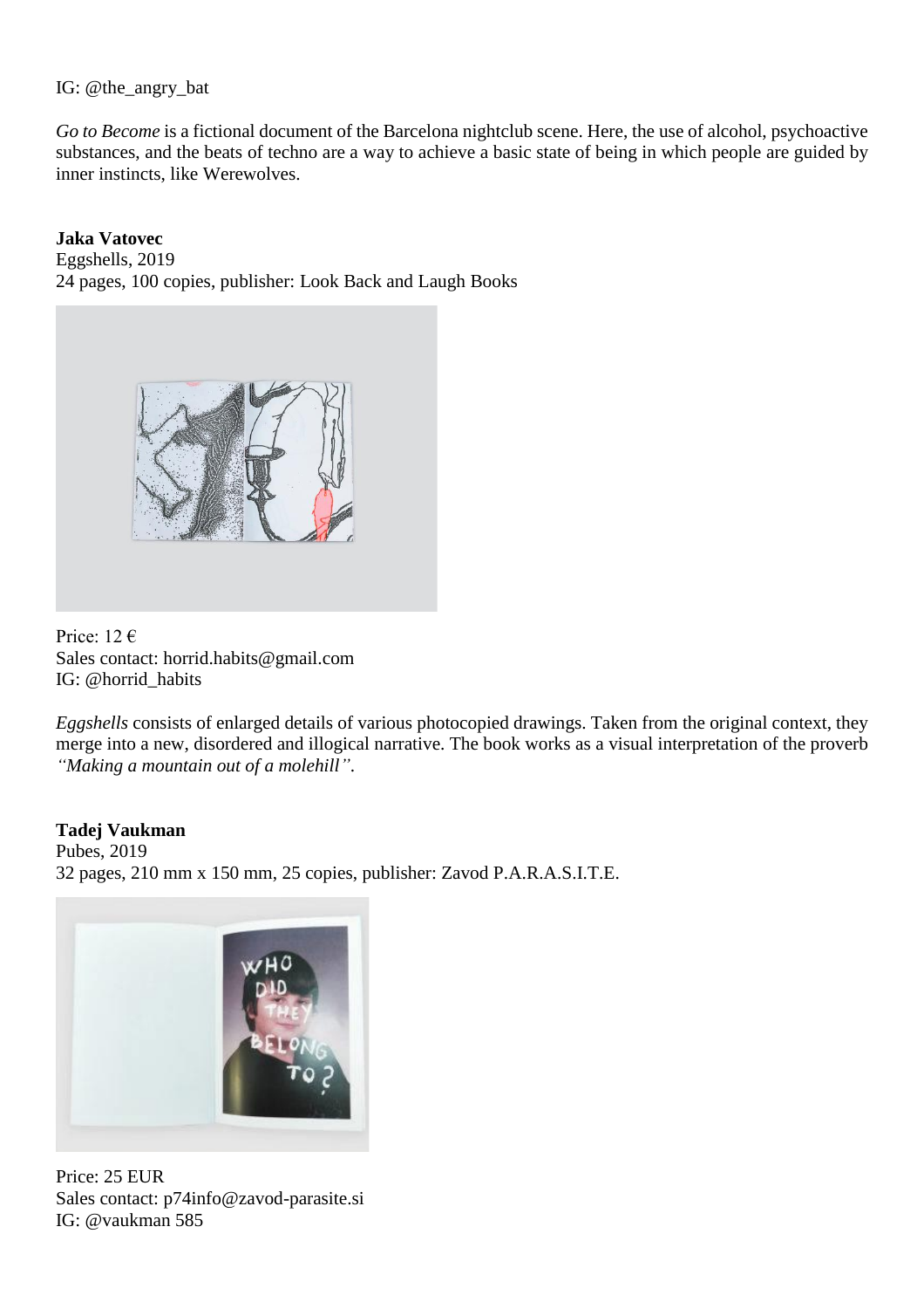IG: @the_angry_bat

*Go to Become* is a fictional document of the Barcelona nightclub scene. Here, the use of alcohol, psychoactive substances, and the beats of techno are a way to achieve a basic state of being in which people are guided by inner instincts, like Werewolves.

**Jaka Vatovec**
Eggshells, 2019
24 pages, 100 copies, publisher: Look Back and Laugh Books

Price: 12 €
Sales contact: horrid.habits@gmail.com
IG: @horrid_habits

*Eggshells* consists of enlarged details of various photocopied drawings. Taken from the original context, they merge into a new, disordered and illogical narrative. The book works as a visual interpretation of the proverb *"Making a mountain out of a molehill"*.

**Tadej Vaukman**
Pubes, 2019
32 pages, 210 mm x 150 mm, 25 copies, publisher: Zavod P.A.R.A.S.I.T.E.

Price: 25 EUR
Sales contact: p74info@zavod-parasite.si
IG: @vaukman 585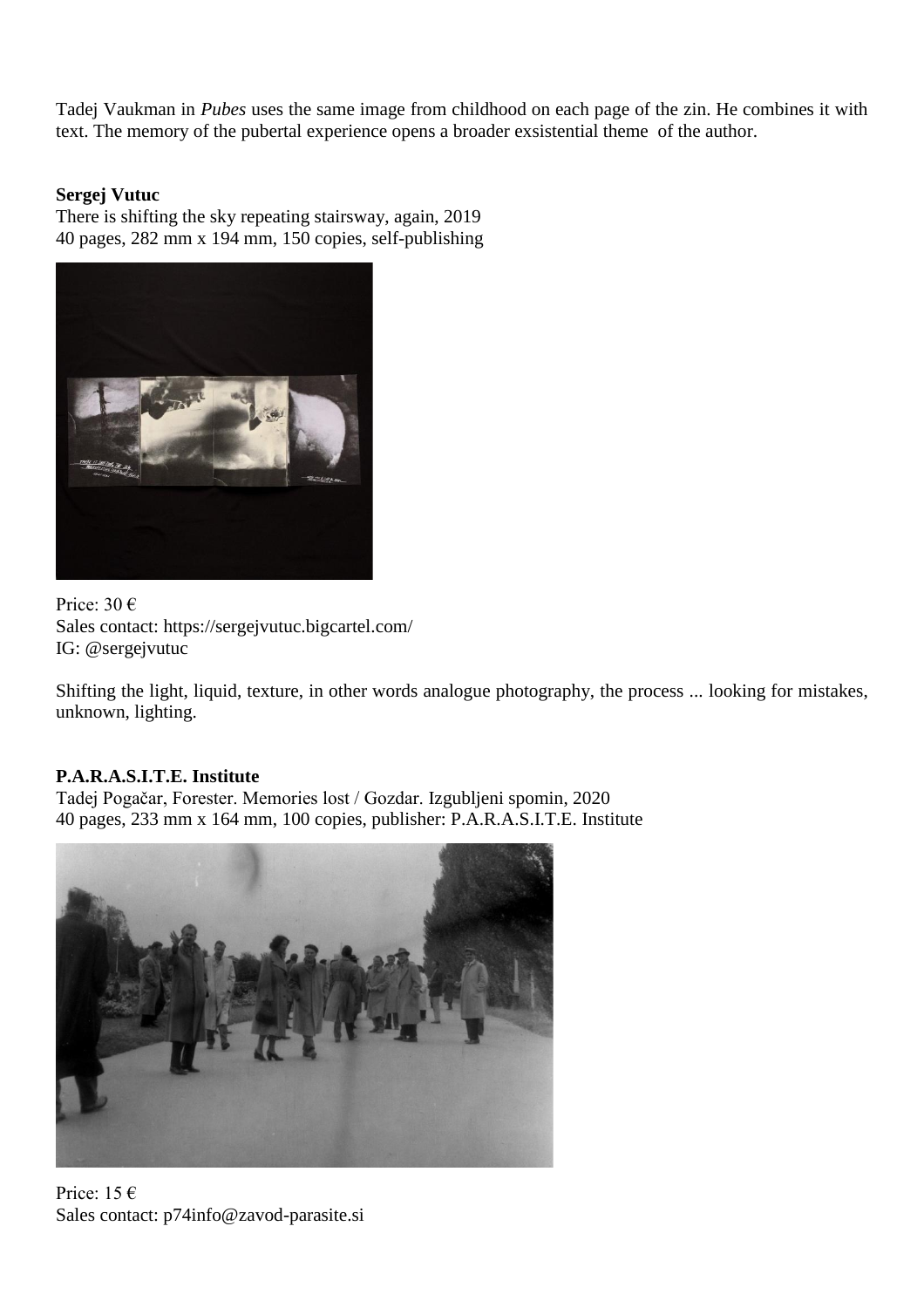Tadej Vaukman in *Pubes* uses the same image from childhood on each page of the zin. He combines it with text. The memory of the pubertal experience opens a broader exsistential theme of the author.

**Sergej Vutuc**
There is shifting the sky repeating stairsway, again, 2019
40 pages, 282 mm x 194 mm, 150 copies, self-publishing

Price: 30 €
Sales contact: https://sergejvutuc.bigcartel.com/
IG: @sergejvutuc

Shifting the light, liquid, texture, in other words analogue photography, the process ... looking for mistakes, unknown, lighting.

**P.A.R.A.S.I.T.E. Institute**
Tadej Pogačar, Forester. Memories lost / Gozdar. Izgubljeni spomin, 2020
40 pages, 233 mm x 164 mm, 100 copies, publisher: P.A.R.A.S.I.T.E. Institute

Price: 15 €
Sales contact: p74info@zavod-parasite.si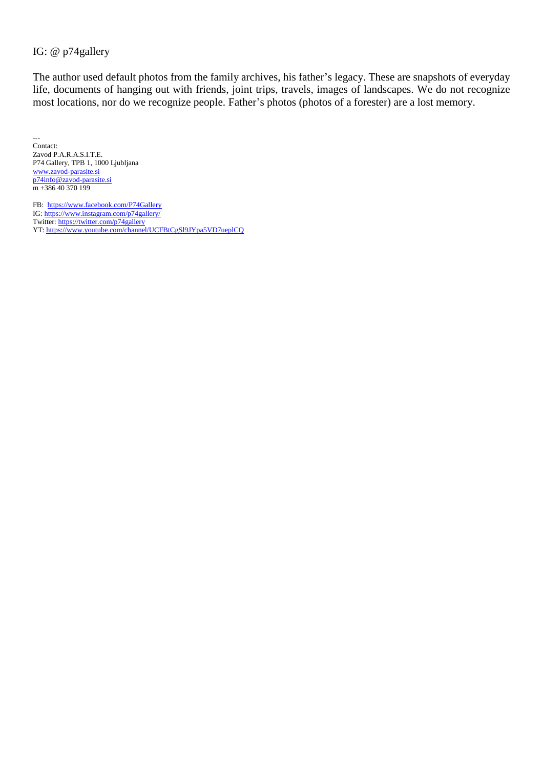IG: @ p74gallery

The author used default photos from the family archives, his father's legacy. These are snapshots of everyday life, documents of hanging out with friends, joint trips, travels, images of landscapes. We do not recognize most locations, nor do we recognize people. Father's photos (photos of a forester) are a lost memory.

---
Contact:
Zavod P.A.R.A.S.I.T.E.
P74 Gallery, TPB 1, 1000 Ljubljana
www.zavod-parasite.si
p74info@zavod-parasite.si
m +386 40 370 199

FB: https://www.facebook.com/P74Gallery
IG: https://www.instagram.com/p74gallery/
Twitter: https://twitter.com/p74gallery
YT: https://www.youtube.com/channel/UCFBtCgSl9JYpa5VD7ueplCQ